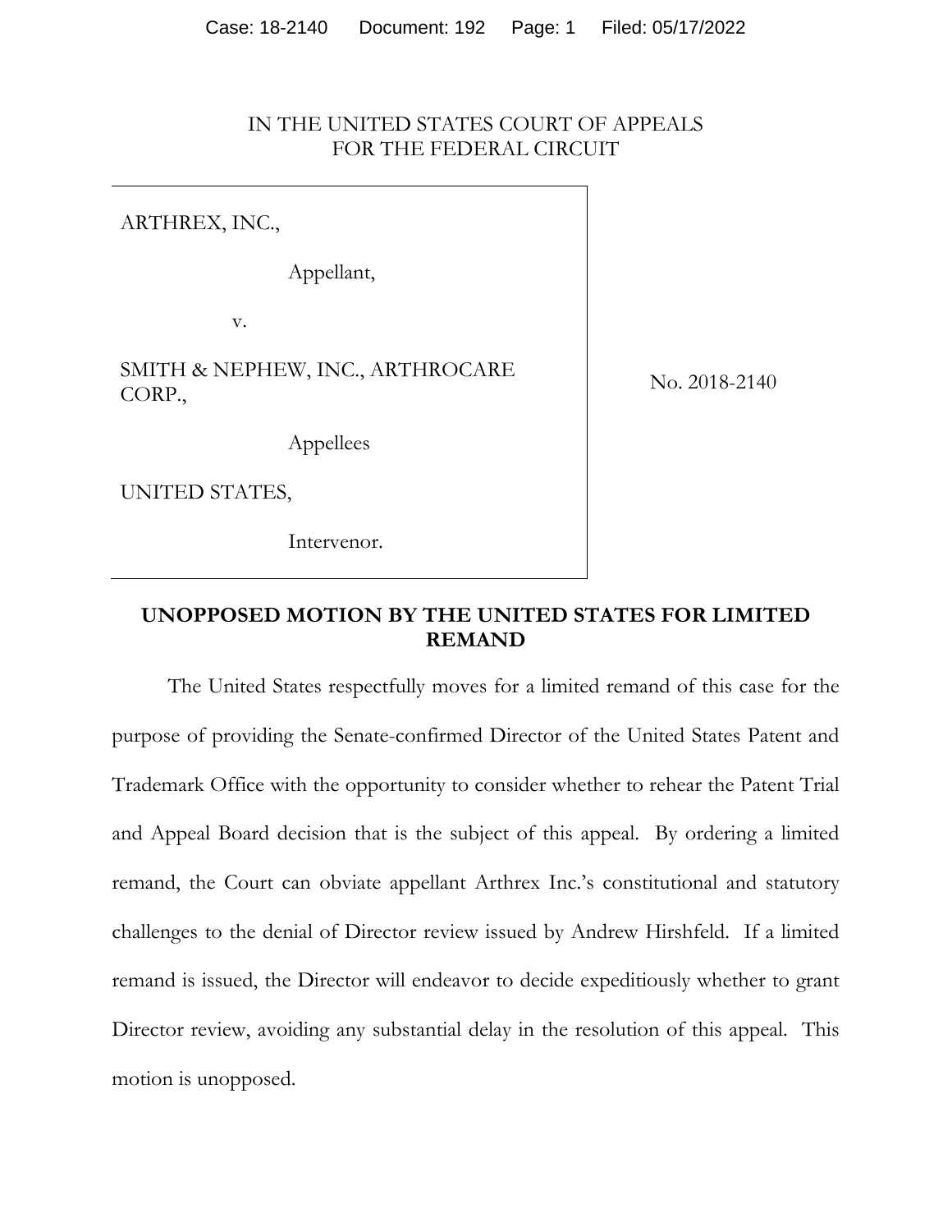IN THE UNITED STATES COURT OF APPEALS
FOR THE FEDERAL CIRCUIT

| | |
|---|---|
| ARTHREX, INC.,<br><br>Appellant,<br><br>v.<br><br>SMITH & NEPHEW, INC., ARTHROCARE CORP.,<br><br>Appellees<br><br>UNITED STATES,<br><br>Intervenor. | No. 2018-2140 |

**UNOPPOSED MOTION BY THE UNITED STATES FOR LIMITED REMAND**

The United States respectfully moves for a limited remand of this case for the purpose of providing the Senate-confirmed Director of the United States Patent and Trademark Office with the opportunity to consider whether to rehear the Patent Trial and Appeal Board decision that is the subject of this appeal. By ordering a limited remand, the Court can obviate appellant Arthrex Inc.'s constitutional and statutory challenges to the denial of Director review issued by Andrew Hirshfeld. If a limited remand is issued, the Director will endeavor to decide expeditiously whether to grant Director review, avoiding any substantial delay in the resolution of this appeal. This motion is unopposed.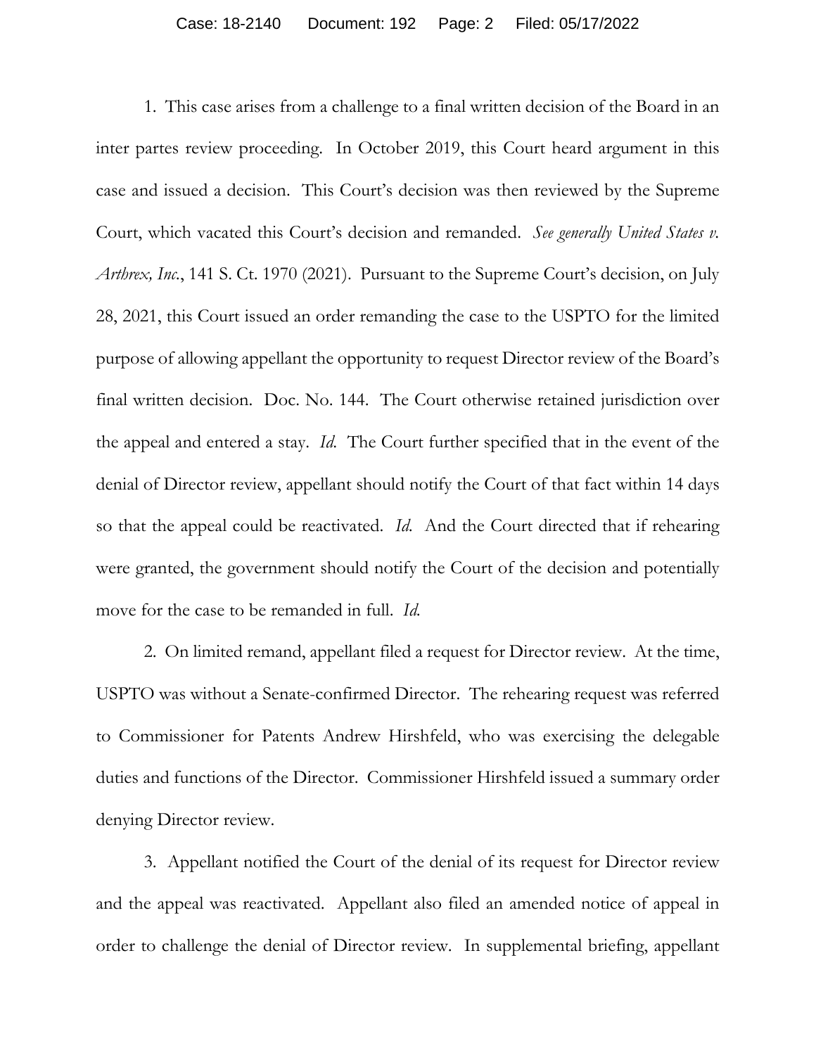1. This case arises from a challenge to a final written decision of the Board in an inter partes review proceeding. In October 2019, this Court heard argument in this case and issued a decision. This Court's decision was then reviewed by the Supreme Court, which vacated this Court's decision and remanded. *See generally United States v. Arthrex, Inc.*, 141 S. Ct. 1970 (2021). Pursuant to the Supreme Court's decision, on July 28, 2021, this Court issued an order remanding the case to the USPTO for the limited purpose of allowing appellant the opportunity to request Director review of the Board's final written decision. Doc. No. 144. The Court otherwise retained jurisdiction over the appeal and entered a stay. *Id.* The Court further specified that in the event of the denial of Director review, appellant should notify the Court of that fact within 14 days so that the appeal could be reactivated. *Id.* And the Court directed that if rehearing were granted, the government should notify the Court of the decision and potentially move for the case to be remanded in full. *Id.*

2. On limited remand, appellant filed a request for Director review. At the time, USPTO was without a Senate-confirmed Director. The rehearing request was referred to Commissioner for Patents Andrew Hirshfeld, who was exercising the delegable duties and functions of the Director. Commissioner Hirshfeld issued a summary order denying Director review.

3. Appellant notified the Court of the denial of its request for Director review and the appeal was reactivated. Appellant also filed an amended notice of appeal in order to challenge the denial of Director review. In supplemental briefing, appellant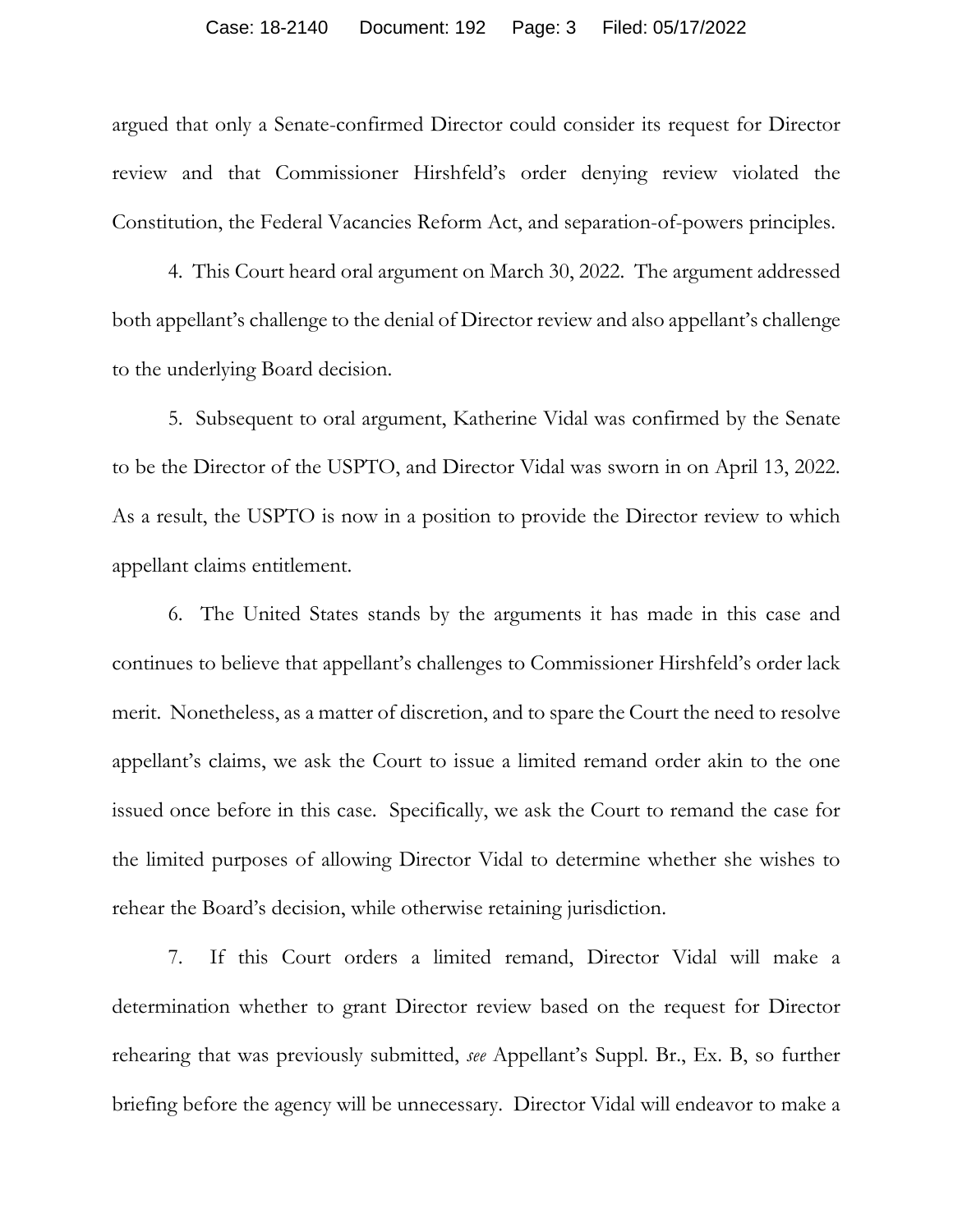argued that only a Senate-confirmed Director could consider its request for Director review and that Commissioner Hirshfeld's order denying review violated the Constitution, the Federal Vacancies Reform Act, and separation-of-powers principles.

4. This Court heard oral argument on March 30, 2022. The argument addressed both appellant's challenge to the denial of Director review and also appellant's challenge to the underlying Board decision.

5. Subsequent to oral argument, Katherine Vidal was confirmed by the Senate to be the Director of the USPTO, and Director Vidal was sworn in on April 13, 2022. As a result, the USPTO is now in a position to provide the Director review to which appellant claims entitlement.

6. The United States stands by the arguments it has made in this case and continues to believe that appellant's challenges to Commissioner Hirshfeld's order lack merit. Nonetheless, as a matter of discretion, and to spare the Court the need to resolve appellant's claims, we ask the Court to issue a limited remand order akin to the one issued once before in this case. Specifically, we ask the Court to remand the case for the limited purposes of allowing Director Vidal to determine whether she wishes to rehear the Board's decision, while otherwise retaining jurisdiction.

7. If this Court orders a limited remand, Director Vidal will make a determination whether to grant Director review based on the request for Director rehearing that was previously submitted, *see* Appellant's Suppl. Br., Ex. B, so further briefing before the agency will be unnecessary. Director Vidal will endeavor to make a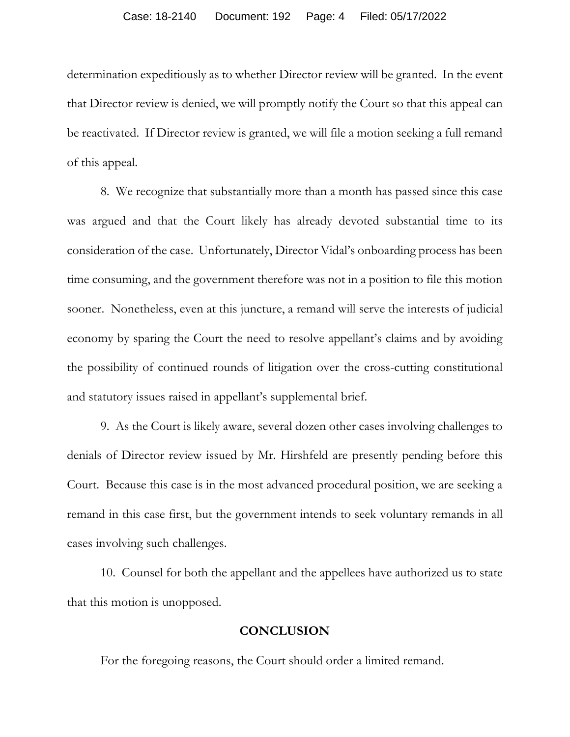determination expeditiously as to whether Director review will be granted. In the event that Director review is denied, we will promptly notify the Court so that this appeal can be reactivated. If Director review is granted, we will file a motion seeking a full remand of this appeal.

8. We recognize that substantially more than a month has passed since this case was argued and that the Court likely has already devoted substantial time to its consideration of the case. Unfortunately, Director Vidal's onboarding process has been time consuming, and the government therefore was not in a position to file this motion sooner. Nonetheless, even at this juncture, a remand will serve the interests of judicial economy by sparing the Court the need to resolve appellant's claims and by avoiding the possibility of continued rounds of litigation over the cross-cutting constitutional and statutory issues raised in appellant's supplemental brief.

9. As the Court is likely aware, several dozen other cases involving challenges to denials of Director review issued by Mr. Hirshfeld are presently pending before this Court. Because this case is in the most advanced procedural position, we are seeking a remand in this case first, but the government intends to seek voluntary remands in all cases involving such challenges.

10. Counsel for both the appellant and the appellees have authorized us to state that this motion is unopposed.

## CONCLUSION

For the foregoing reasons, the Court should order a limited remand.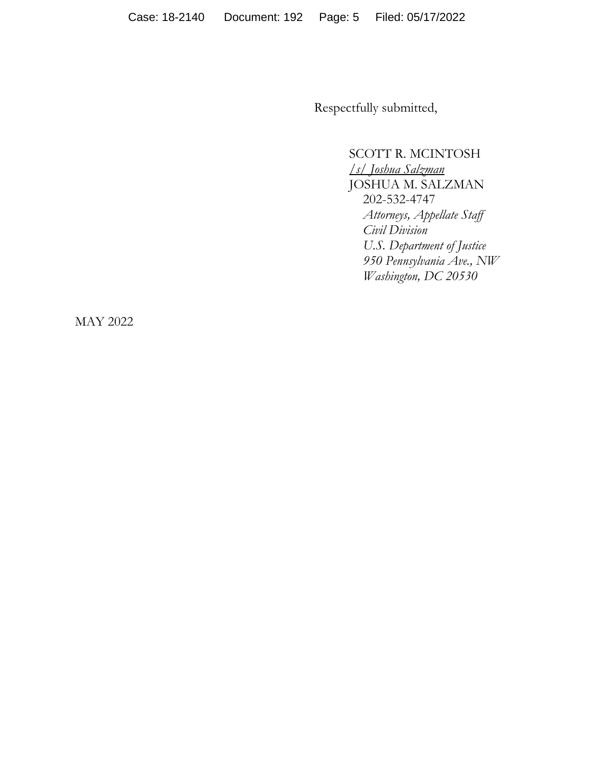Respectfully submitted,

SCOTT R. MCINTOSH
*/s/ Joshua Salzman*
JOSHUA M. SALZMAN
202-532-4747
*Attorneys, Appellate Staff*
*Civil Division*
*U.S. Department of Justice*
*950 Pennsylvania Ave., NW*
*Washington, DC 20530*

MAY 2022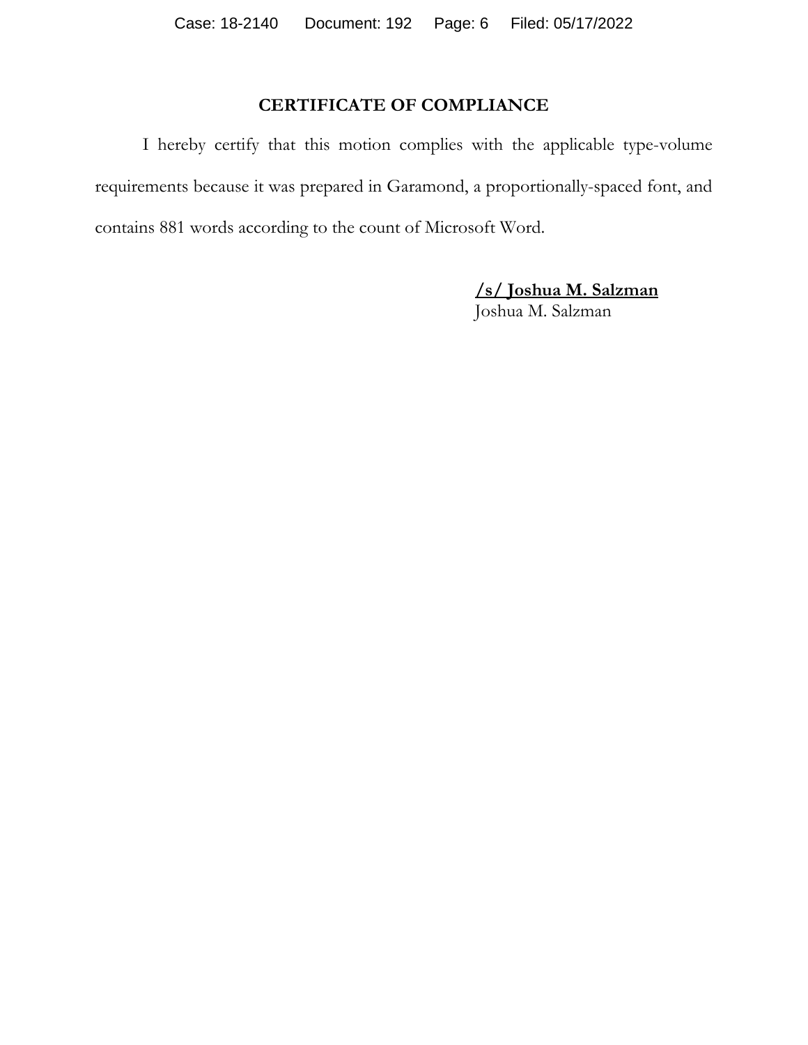## CERTIFICATE OF COMPLIANCE

I hereby certify that this motion complies with the applicable type-volume requirements because it was prepared in Garamond, a proportionally-spaced font, and contains 881 words according to the count of Microsoft Word.

**/s/ Joshua M. Salzman**
Joshua M. Salzman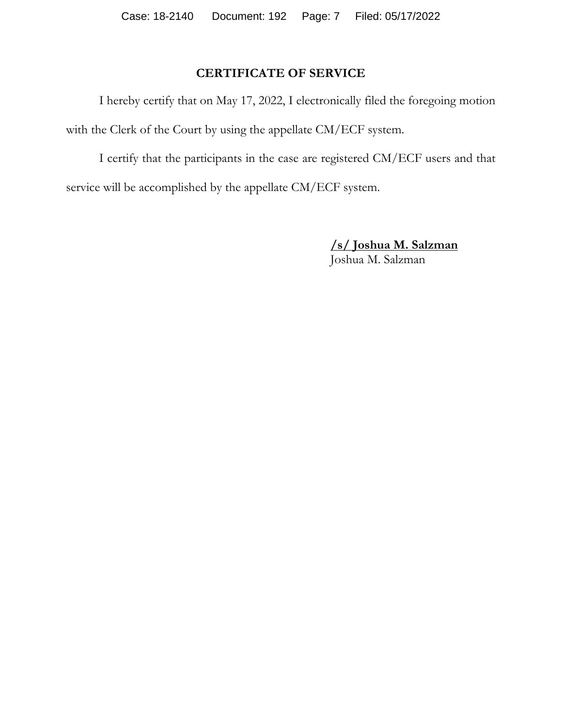## CERTIFICATE OF SERVICE

I hereby certify that on May 17, 2022, I electronically filed the foregoing motion with the Clerk of the Court by using the appellate CM/ECF system.

I certify that the participants in the case are registered CM/ECF users and that service will be accomplished by the appellate CM/ECF system.

**/s/ Joshua M. Salzman**
Joshua M. Salzman